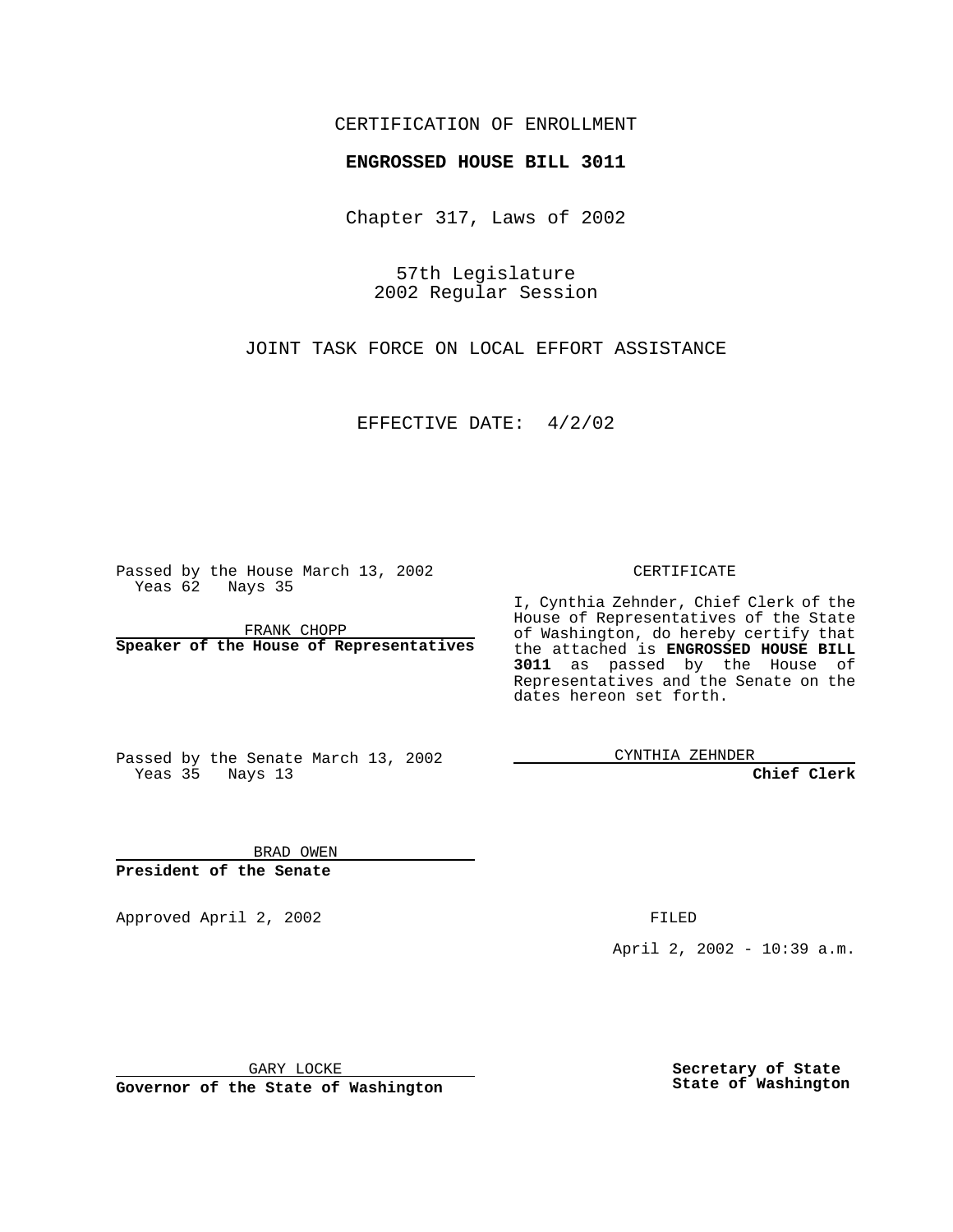CERTIFICATION OF ENROLLMENT

**ENGROSSED HOUSE BILL 3011**

Chapter 317, Laws of 2002

57th Legislature
2002 Regular Session

JOINT TASK FORCE ON LOCAL EFFORT ASSISTANCE

EFFECTIVE DATE: 4/2/02

Passed by the House March 13, 2002
Yeas 62 Nays 35

FRANK CHOPP
**Speaker of the House of Representatives**

Passed by the Senate March 13, 2002
Yeas 35 Nays 13

BRAD OWEN
**President of the Senate**

CERTIFICATE

I, Cynthia Zehnder, Chief Clerk of the House of Representatives of the State of Washington, do hereby certify that the attached is **ENGROSSED HOUSE BILL 3011** as passed by the House of Representatives and the Senate on the dates hereon set forth.

CYNTHIA ZEHNDER
**Chief Clerk**

Approved April 2, 2002

GARY LOCKE
**Governor of the State of Washington**

FILED

April 2, 2002 - 10:39 a.m.

**Secretary of State**
**State of Washington**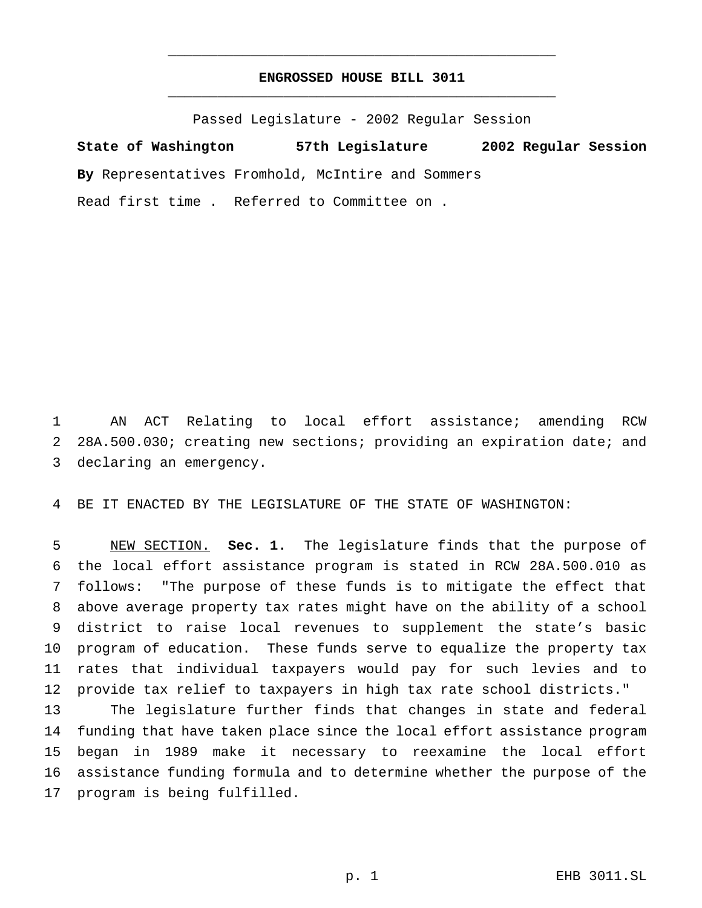# ENGROSSED HOUSE BILL 3011

Passed Legislature - 2002 Regular Session

**State of Washington 57th Legislature 2002 Regular Session**

**By** Representatives Fromhold, McIntire and Sommers

Read first time . Referred to Committee on .

AN ACT Relating to local effort assistance; amending RCW 28A.500.030; creating new sections; providing an expiration date; and declaring an emergency.

BE IT ENACTED BY THE LEGISLATURE OF THE STATE OF WASHINGTON:

NEW SECTION. **Sec. 1.** The legislature finds that the purpose of the local effort assistance program is stated in RCW 28A.500.010 as follows: "The purpose of these funds is to mitigate the effect that above average property tax rates might have on the ability of a school district to raise local revenues to supplement the state's basic program of education. These funds serve to equalize the property tax rates that individual taxpayers would pay for such levies and to provide tax relief to taxpayers in high tax rate school districts."

The legislature further finds that changes in state and federal funding that have taken place since the local effort assistance program began in 1989 make it necessary to reexamine the local effort assistance funding formula and to determine whether the purpose of the program is being fulfilled.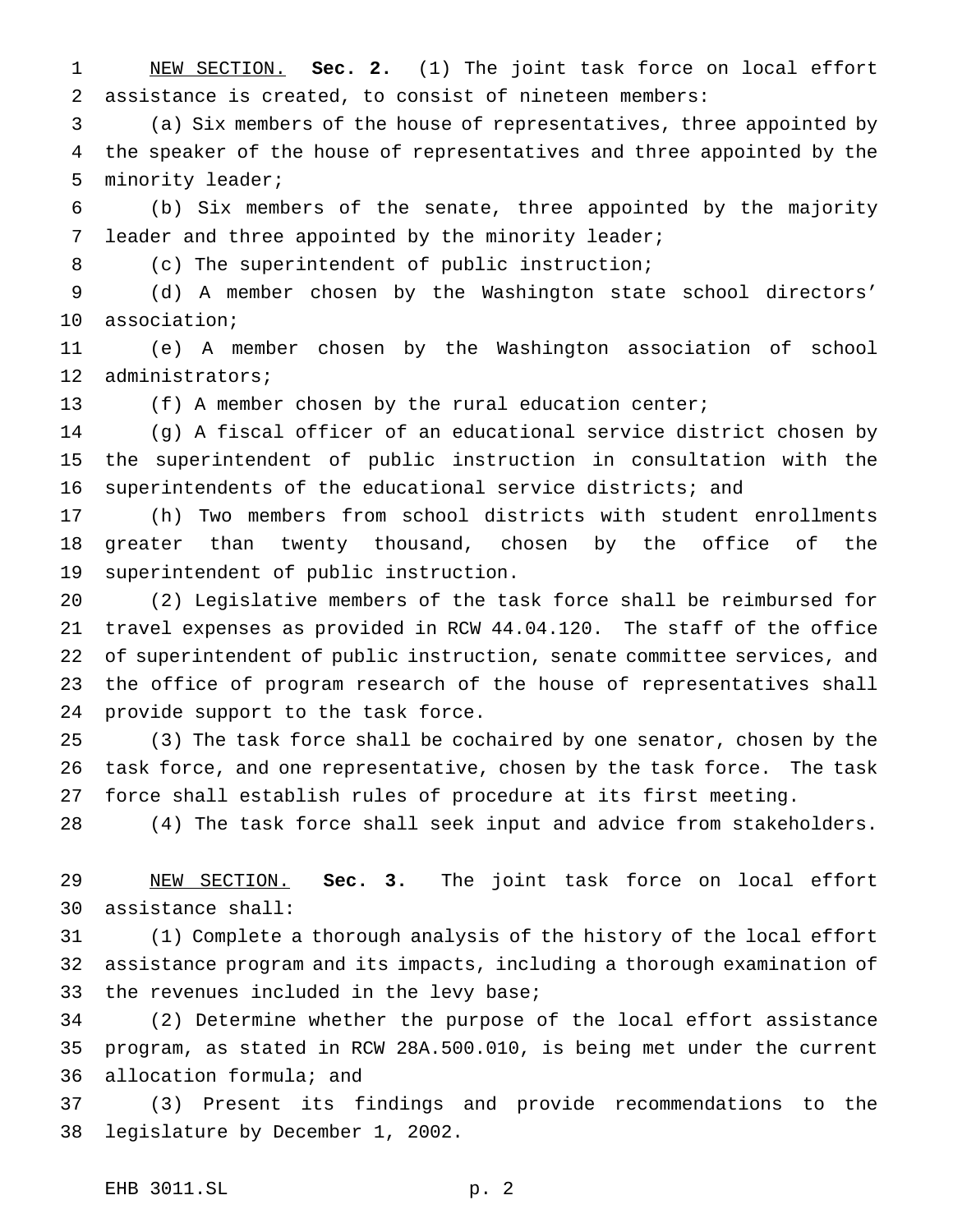NEW SECTION. **Sec. 2.** (1) The joint task force on local effort assistance is created, to consist of nineteen members:

(a) Six members of the house of representatives, three appointed by the speaker of the house of representatives and three appointed by the minority leader;

(b) Six members of the senate, three appointed by the majority leader and three appointed by the minority leader;

(c) The superintendent of public instruction;

(d) A member chosen by the Washington state school directors' association;

(e) A member chosen by the Washington association of school administrators;

(f) A member chosen by the rural education center;

(g) A fiscal officer of an educational service district chosen by the superintendent of public instruction in consultation with the superintendents of the educational service districts; and

(h) Two members from school districts with student enrollments greater than twenty thousand, chosen by the office of the superintendent of public instruction.

(2) Legislative members of the task force shall be reimbursed for travel expenses as provided in RCW 44.04.120. The staff of the office of superintendent of public instruction, senate committee services, and the office of program research of the house of representatives shall provide support to the task force.

(3) The task force shall be cochaired by one senator, chosen by the task force, and one representative, chosen by the task force. The task force shall establish rules of procedure at its first meeting.

(4) The task force shall seek input and advice from stakeholders.

NEW SECTION. **Sec. 3.** The joint task force on local effort assistance shall:

(1) Complete a thorough analysis of the history of the local effort assistance program and its impacts, including a thorough examination of the revenues included in the levy base;

(2) Determine whether the purpose of the local effort assistance program, as stated in RCW 28A.500.010, is being met under the current allocation formula; and

(3) Present its findings and provide recommendations to the legislature by December 1, 2002.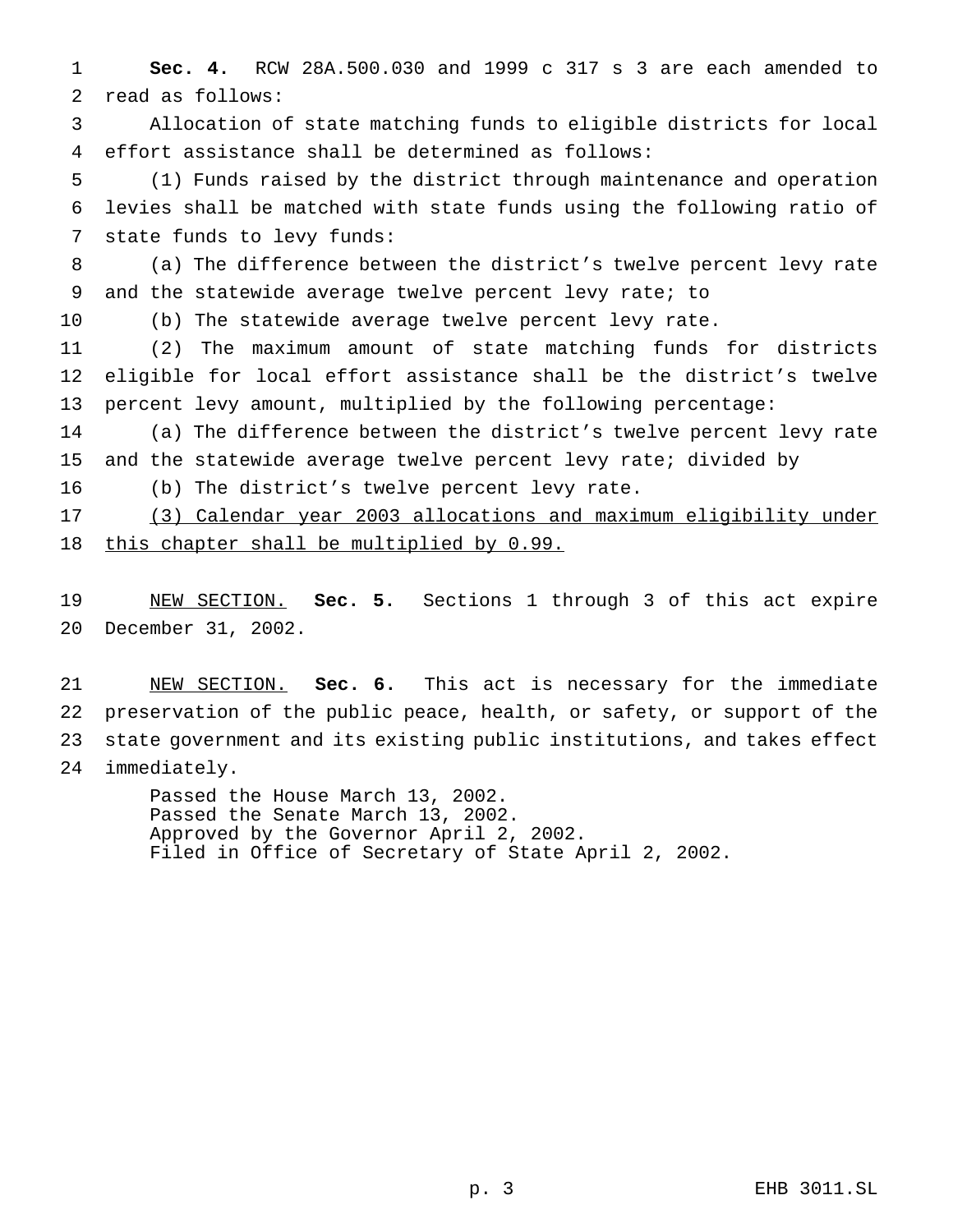**Sec. 4.** RCW 28A.500.030 and 1999 c 317 s 3 are each amended to read as follows:

Allocation of state matching funds to eligible districts for local effort assistance shall be determined as follows:

(1) Funds raised by the district through maintenance and operation levies shall be matched with state funds using the following ratio of state funds to levy funds:

(a) The difference between the district's twelve percent levy rate and the statewide average twelve percent levy rate; to

(b) The statewide average twelve percent levy rate.

(2) The maximum amount of state matching funds for districts eligible for local effort assistance shall be the district's twelve percent levy amount, multiplied by the following percentage:

(a) The difference between the district's twelve percent levy rate and the statewide average twelve percent levy rate; divided by

(b) The district's twelve percent levy rate.

(3) Calendar year 2003 allocations and maximum eligibility under this chapter shall be multiplied by 0.99.

NEW SECTION. **Sec. 5.** Sections 1 through 3 of this act expire December 31, 2002.

NEW SECTION. **Sec. 6.** This act is necessary for the immediate preservation of the public peace, health, or safety, or support of the state government and its existing public institutions, and takes effect immediately.

Passed the House March 13, 2002.
Passed the Senate March 13, 2002.
Approved by the Governor April 2, 2002.
Filed in Office of Secretary of State April 2, 2002.